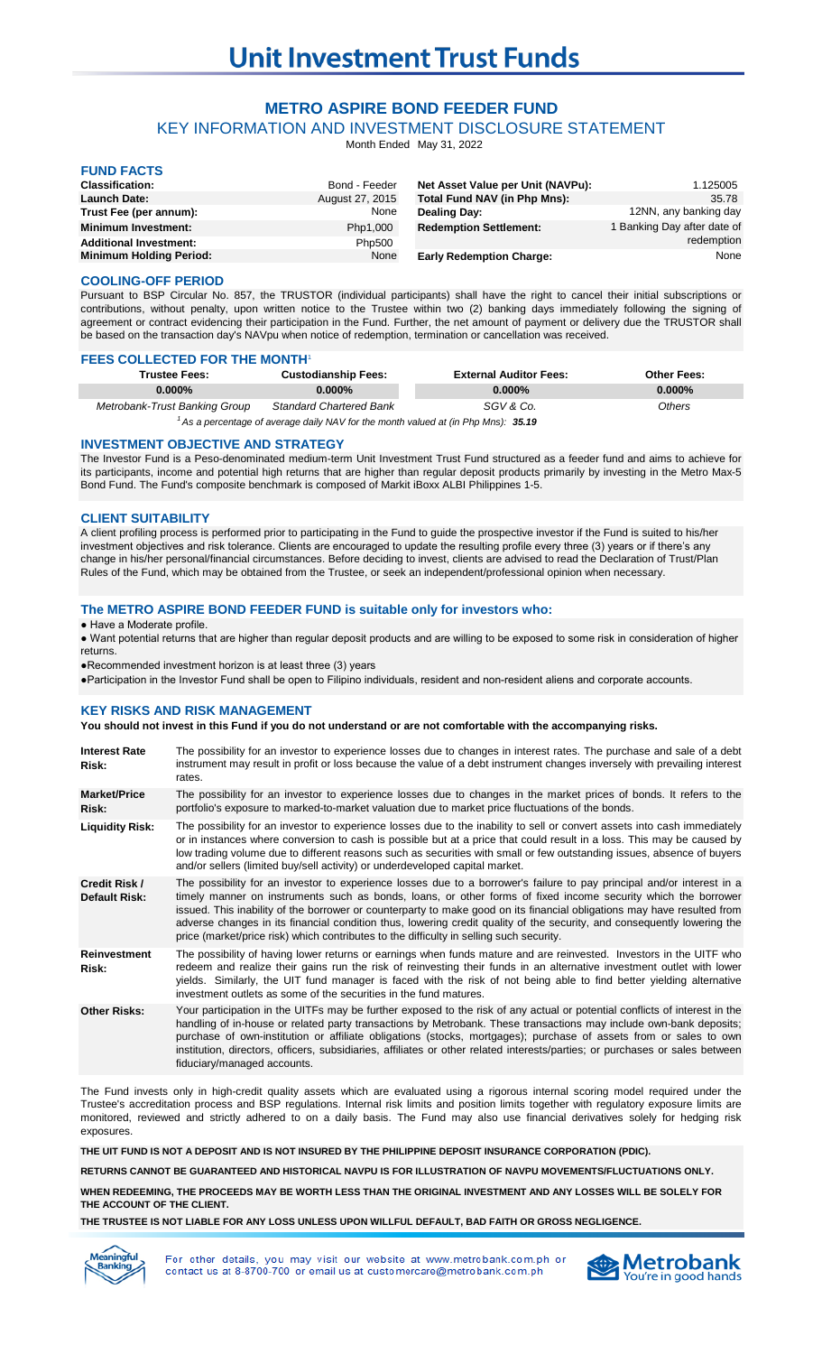# Unit Investment Trust Funds

## METRO ASPIRE BOND FEEDER FUND

### KEY INFORMATION AND INVESTMENT DISCLOSURE STATEMENT

Month Ended May 31, 2022

### FUND FACTS

| | | | |
|---|---|---|---|
| **Classification:** | Bond - Feeder | **Net Asset Value per Unit (NAVPu):** | 1.125005 |
| **Launch Date:** | August 27, 2015 | **Total Fund NAV (in Php Mns):** | 35.78 |
| **Trust Fee (per annum):** | None | **Dealing Day:** | 12NN, any banking day |
| **Minimum Investment:** | Php1,000 | **Redemption Settlement:** | 1 Banking Day after date of redemption |
| **Additional Investment:** | Php500 | | |
| **Minimum Holding Period:** | None | **Early Redemption Charge:** | None |

### COOLING-OFF PERIOD

Pursuant to BSP Circular No. 857, the TRUSTOR (individual participants) shall have the right to cancel their initial subscriptions or contributions, without penalty, upon written notice to the Trustee within two (2) banking days immediately following the signing of agreement or contract evidencing their participation in the Fund. Further, the net amount of payment or delivery due the TRUSTOR shall be based on the transaction day's NAVpu when notice of redemption, termination or cancellation was received.

### FEES COLLECTED FOR THE MONTH[1]

| Trustee Fees: | Custodianship Fees: | External Auditor Fees: | Other Fees: |
|---|---|---|---|
| 0.000% | 0.000% | 0.000% | 0.000% |
| *Metrobank-Trust Banking Group* | *Standard Chartered Bank* | *SGV & Co.* | *Others* |

[1]*As a percentage of average daily NAV for the month valued at (in Php Mns):* ***35.19***

### INVESTMENT OBJECTIVE AND STRATEGY

The Investor Fund is a Peso-denominated medium-term Unit Investment Trust Fund structured as a feeder fund and aims to achieve for its participants, income and potential high returns that are higher than regular deposit products primarily by investing in the Metro Max-5 Bond Fund. The Fund's composite benchmark is composed of Markit iBoxx ALBI Philippines 1-5.

### CLIENT SUITABILITY

A client profiling process is performed prior to participating in the Fund to guide the prospective investor if the Fund is suited to his/her investment objectives and risk tolerance. Clients are encouraged to update the resulting profile every three (3) years or if there's any change in his/her personal/financial circumstances. Before deciding to invest, clients are advised to read the Declaration of Trust/Plan Rules of the Fund, which may be obtained from the Trustee, or seek an independent/professional opinion when necessary.

### The METRO ASPIRE BOND FEEDER FUND is suitable only for investors who:

- Have a Moderate profile.
- Want potential returns that are higher than regular deposit products and are willing to be exposed to some risk in consideration of higher returns.
- Recommended investment horizon is at least three (3) years
- Participation in the Investor Fund shall be open to Filipino individuals, resident and non-resident aliens and corporate accounts.

### KEY RISKS AND RISK MANAGEMENT

**You should not invest in this Fund if you do not understand or are not comfortable with the accompanying risks.**

| | |
|---|---|
| **Interest Rate Risk:** | The possibility for an investor to experience losses due to changes in interest rates. The purchase and sale of a debt instrument may result in profit or loss because the value of a debt instrument changes inversely with prevailing interest rates. |
| **Market/Price Risk:** | The possibility for an investor to experience losses due to changes in the market prices of bonds. It refers to the portfolio's exposure to marked-to-market valuation due to market price fluctuations of the bonds. |
| **Liquidity Risk:** | The possibility for an investor to experience losses due to the inability to sell or convert assets into cash immediately or in instances where conversion to cash is possible but at a price that could result in a loss. This may be caused by low trading volume due to different reasons such as securities with small or few outstanding issues, absence of buyers and/or sellers (limited buy/sell activity) or underdeveloped capital market. |
| **Credit Risk / Default Risk:** | The possibility for an investor to experience losses due to a borrower's failure to pay principal and/or interest in a timely manner on instruments such as bonds, loans, or other forms of fixed income security which the borrower issued. This inability of the borrower or counterparty to make good on its financial obligations may have resulted from adverse changes in its financial condition thus, lowering credit quality of the security, and consequently lowering the price (market/price risk) which contributes to the difficulty in selling such security. |
| **Reinvestment Risk:** | The possibility of having lower returns or earnings when funds mature and are reinvested. Investors in the UITF who redeem and realize their gains run the risk of reinvesting their funds in an alternative investment outlet with lower yields. Similarly, the UIT fund manager is faced with the risk of not being able to find better yielding alternative investment outlets as some of the securities in the fund matures. |
| **Other Risks:** | Your participation in the UITFs may be further exposed to the risk of any actual or potential conflicts of interest in the handling of in-house or related party transactions by Metrobank. These transactions may include own-bank deposits; purchase of own-institution or affiliate obligations (stocks, mortgages); purchase of assets from or sales to own institution, directors, officers, subsidiaries, affiliates or other related interests/parties; or purchases or sales between fiduciary/managed accounts. |

The Fund invests only in high-credit quality assets which are evaluated using a rigorous internal scoring model required under the Trustee's accreditation process and BSP regulations. Internal risk limits and position limits together with regulatory exposure limits are monitored, reviewed and strictly adhered to on a daily basis. The Fund may also use financial derivatives solely for hedging risk exposures.

**THE UIT FUND IS NOT A DEPOSIT AND IS NOT INSURED BY THE PHILIPPINE DEPOSIT INSURANCE CORPORATION (PDIC).**

**RETURNS CANNOT BE GUARANTEED AND HISTORICAL NAVPU IS FOR ILLUSTRATION OF NAVPU MOVEMENTS/FLUCTUATIONS ONLY.**

**WHEN REDEEMING, THE PROCEEDS MAY BE WORTH LESS THAN THE ORIGINAL INVESTMENT AND ANY LOSSES WILL BE SOLELY FOR THE ACCOUNT OF THE CLIENT.**

**THE TRUSTEE IS NOT LIABLE FOR ANY LOSS UNLESS UPON WILLFUL DEFAULT, BAD FAITH OR GROSS NEGLIGENCE.**

For other details, you may visit our website at www.metrobank.com.ph or contact us at 8-8700-700 or email us at customercare@metrobank.com.ph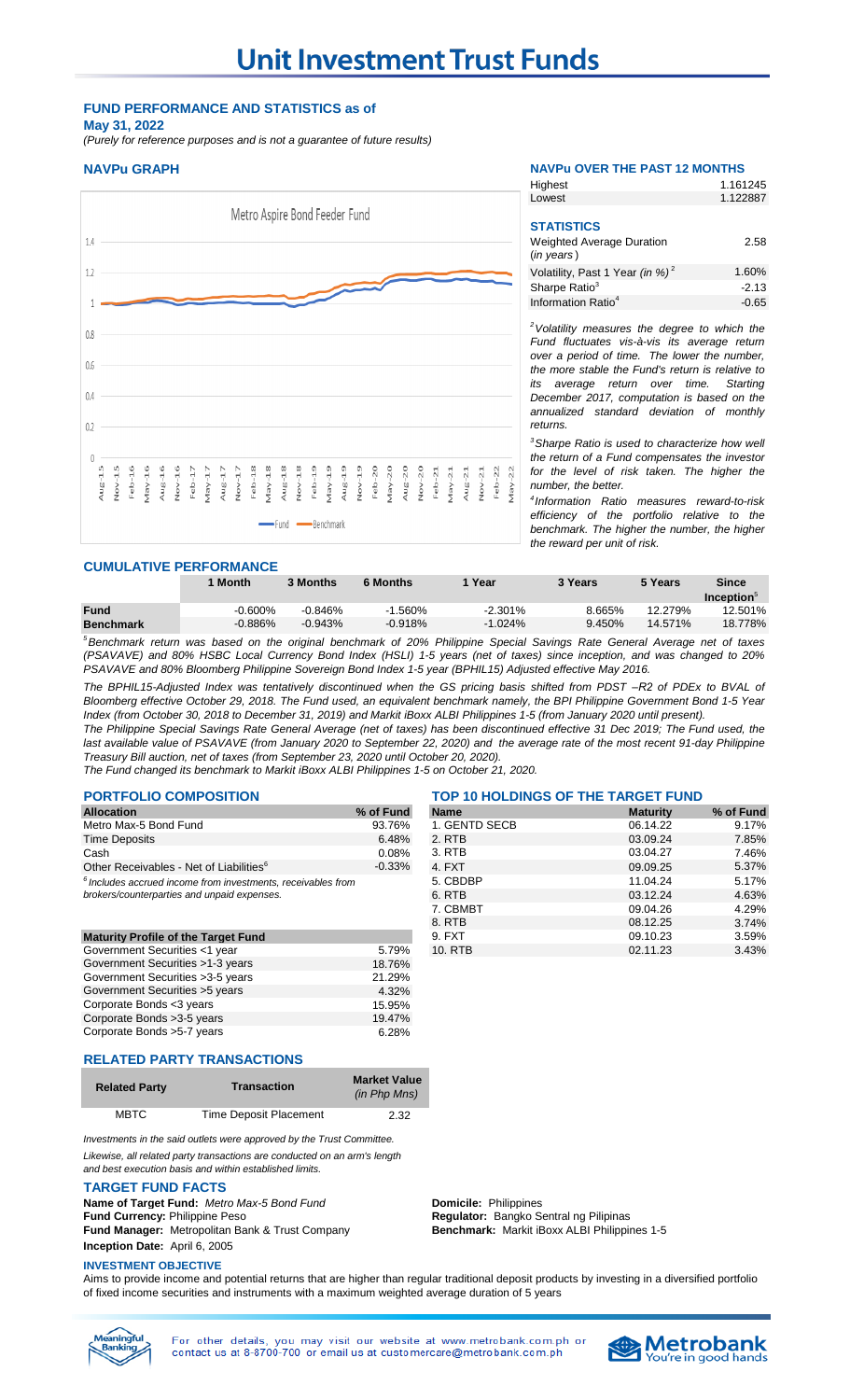# Unit Investment Trust Funds

## FUND PERFORMANCE AND STATISTICS as of May 31, 2022

*(Purely for reference purposes and is not a guarantee of future results)*

### NAVPu GRAPH

Metro Aspire Bond Feeder Fund

### NAVPu OVER THE PAST 12 MONTHS

| | |
|---|---|
| Highest | 1.161245 |
| Lowest | 1.122887 |

### STATISTICS

| | |
|---|---|
| Weighted Average Duration (*in years*) | 2.58 |
| Volatility, Past 1 Year *(in %)* [2] | 1.60% |
| Sharpe Ratio[3] | -2.13 |
| Information Ratio[4] | -0.65 |

*[2]Volatility measures the degree to which the Fund fluctuates vis-à-vis its average return over a period of time. The lower the number, the more stable the Fund's return is relative to its average return over time. Starting December 2017, computation is based on the annualized standard deviation of monthly returns.*

*[3]Sharpe Ratio is used to characterize how well the return of a Fund compensates the investor for the level of risk taken. The higher the number, the better.*

*[4]Information Ratio measures reward-to-risk efficiency of the portfolio relative to the benchmark. The higher the number, the higher the reward per unit of risk.*

### CUMULATIVE PERFORMANCE

| | 1 Month | 3 Months | 6 Months | 1 Year | 3 Years | 5 Years | Since Inception[5] |
|---|---|---|---|---|---|---|---|
| **Fund** | -0.600% | -0.846% | -1.560% | -2.301% | 8.665% | 12.279% | 12.501% |
| **Benchmark** | -0.886% | -0.943% | -0.918% | -1.024% | 9.450% | 14.571% | 18.778% |

*[5]Benchmark return was based on the original benchmark of 20% Philippine Special Savings Rate General Average net of taxes (PSAVAVE) and 80% HSBC Local Currency Bond Index (HSLI) 1-5 years (net of taxes) since inception, and was changed to 20% PSAVAVE and 80% Bloomberg Philippine Sovereign Bond Index 1-5 year (BPHIL15) Adjusted effective May 2016.*

*The BPHIL15-Adjusted Index was tentatively discontinued when the GS pricing basis shifted from PDST –R2 of PDEx to BVAL of Bloomberg effective October 29, 2018. The Fund used, an equivalent benchmark namely, the BPI Philippine Government Bond 1-5 Year Index (from October 30, 2018 to December 31, 2019) and Markit iBoxx ALBI Philippines 1-5 (from January 2020 until present).*

*The Philippine Special Savings Rate General Average (net of taxes) has been discontinued effective 31 Dec 2019; The Fund used, the last available value of PSAVAVE (from January 2020 to September 22, 2020) and the average rate of the most recent 91-day Philippine Treasury Bill auction, net of taxes (from September 23, 2020 until October 20, 2020).*

*The Fund changed its benchmark to Markit iBoxx ALBI Philippines 1-5 on October 21, 2020.*

### PORTFOLIO COMPOSITION

| Allocation | % of Fund |
|---|---|
| Metro Max-5 Bond Fund | 93.76% |
| Time Deposits | 6.48% |
| Cash | 0.08% |
| Other Receivables - Net of Liabilities[6] | -0.33% |

*[6]Includes accrued income from investments, receivables from brokers/counterparties and unpaid expenses.*

| Maturity Profile of the Target Fund | |
|---|---|
| Government Securities <1 year | 5.79% |
| Government Securities >1-3 years | 18.76% |
| Government Securities >3-5 years | 21.29% |
| Government Securities >5 years | 4.32% |
| Corporate Bonds <3 years | 15.95% |
| Corporate Bonds >3-5 years | 19.47% |
| Corporate Bonds >5-7 years | 6.28% |

### TOP 10 HOLDINGS OF THE TARGET FUND

| Name | Maturity | % of Fund |
|---|---|---|
| 1. GENTD SECB | 06.14.22 | 9.17% |
| 2. RTB | 03.09.24 | 7.85% |
| 3. RTB | 03.04.27 | 7.46% |
| 4. FXT | 09.09.25 | 5.37% |
| 5. CBDBP | 11.04.24 | 5.17% |
| 6. RTB | 03.12.24 | 4.63% |
| 7. CBMBT | 09.04.26 | 4.29% |
| 8. RTB | 08.12.25 | 3.74% |
| 9. FXT | 09.10.23 | 3.59% |
| 10. RTB | 02.11.23 | 3.43% |

### RELATED PARTY TRANSACTIONS

| Related Party | Transaction | Market Value *(in Php Mns)* |
|---|---|---|
| MBTC | Time Deposit Placement | 2.32 |

*Investments in the said outlets were approved by the Trust Committee.*

*Likewise, all related party transactions are conducted on an arm's length and best execution basis and within established limits.*

### TARGET FUND FACTS

**Name of Target Fund:** *Metro Max-5 Bond Fund*
**Fund Currency:** Philippine Peso
**Fund Manager:** Metropolitan Bank & Trust Company
**Inception Date:** April 6, 2005
**Domicile:** Philippines
**Regulator:** Bangko Sentral ng Pilipinas
**Benchmark:** Markit iBoxx ALBI Philippines 1-5

### INVESTMENT OBJECTIVE

Aims to provide income and potential returns that are higher than regular traditional deposit products by investing in a diversified portfolio of fixed income securities and instruments with a maximum weighted average duration of 5 years

For other details, you may visit our website at www.metrobank.com.ph or contact us at 8-8700-700 or email us at customercare@metrobank.com.ph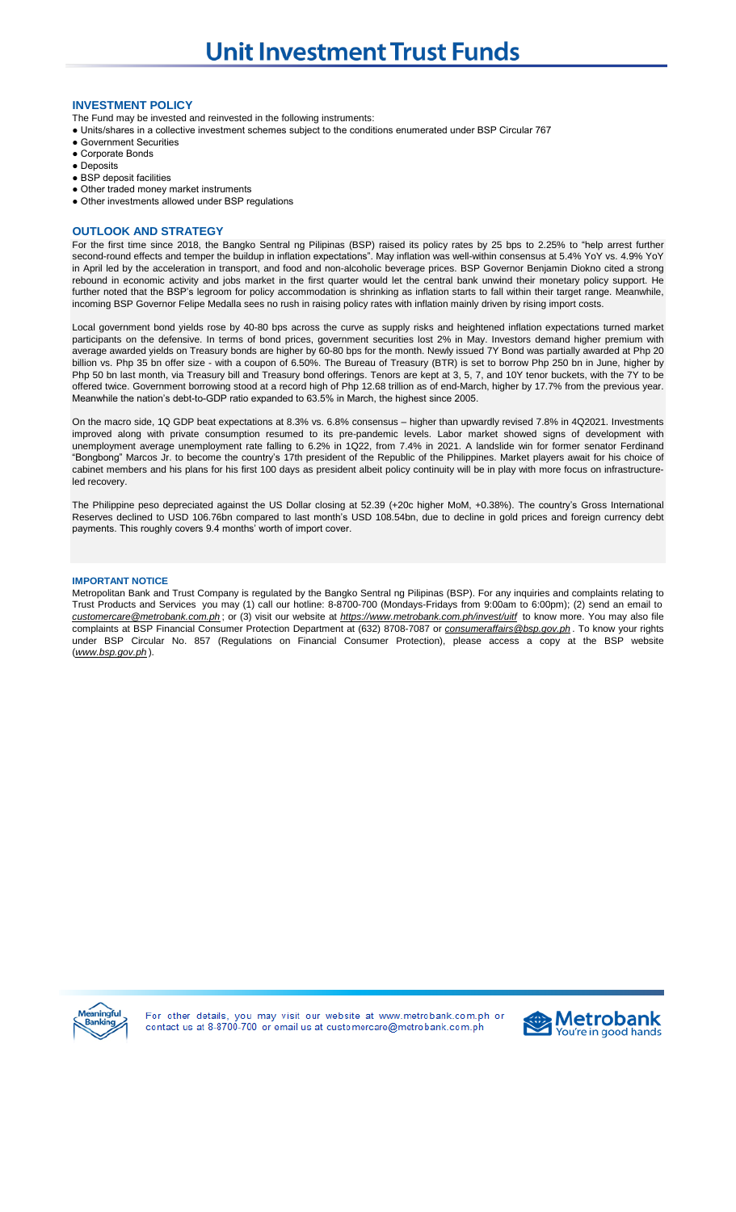# Unit Investment Trust Funds

### INVESTMENT POLICY

The Fund may be invested and reinvested in the following instruments:

- Units/shares in a collective investment schemes subject to the conditions enumerated under BSP Circular 767
- Government Securities
- Corporate Bonds
- Deposits
- BSP deposit facilities
- Other traded money market instruments
- Other investments allowed under BSP regulations

### OUTLOOK AND STRATEGY

For the first time since 2018, the Bangko Sentral ng Pilipinas (BSP) raised its policy rates by 25 bps to 2.25% to "help arrest further second-round effects and temper the buildup in inflation expectations". May inflation was well-within consensus at 5.4% YoY vs. 4.9% YoY in April led by the acceleration in transport, and food and non-alcoholic beverage prices. BSP Governor Benjamin Diokno cited a strong rebound in economic activity and jobs market in the first quarter would let the central bank unwind their monetary policy support. He further noted that the BSP's legroom for policy accommodation is shrinking as inflation starts to fall within their target range. Meanwhile, incoming BSP Governor Felipe Medalla sees no rush in raising policy rates with inflation mainly driven by rising import costs.

Local government bond yields rose by 40-80 bps across the curve as supply risks and heightened inflation expectations turned market participants on the defensive. In terms of bond prices, government securities lost 2% in May. Investors demand higher premium with average awarded yields on Treasury bonds are higher by 60-80 bps for the month. Newly issued 7Y Bond was partially awarded at Php 20 billion vs. Php 35 bn offer size - with a coupon of 6.50%. The Bureau of Treasury (BTR) is set to borrow Php 250 bn in June, higher by Php 50 bn last month, via Treasury bill and Treasury bond offerings. Tenors are kept at 3, 5, 7, and 10Y tenor buckets, with the 7Y to be offered twice. Government borrowing stood at a record high of Php 12.68 trillion as of end-March, higher by 17.7% from the previous year. Meanwhile the nation's debt-to-GDP ratio expanded to 63.5% in March, the highest since 2005.

On the macro side, 1Q GDP beat expectations at 8.3% vs. 6.8% consensus – higher than upwardly revised 7.8% in 4Q2021. Investments improved along with private consumption resumed to its pre-pandemic levels. Labor market showed signs of development with unemployment average unemployment rate falling to 6.2% in 1Q22, from 7.4% in 2021. A landslide win for former senator Ferdinand "Bongbong" Marcos Jr. to become the country's 17th president of the Republic of the Philippines. Market players await for his choice of cabinet members and his plans for his first 100 days as president albeit policy continuity will be in play with more focus on infrastructure-led recovery.

The Philippine peso depreciated against the US Dollar closing at 52.39 (+20c higher MoM, +0.38%). The country's Gross International Reserves declined to USD 106.76bn compared to last month's USD 108.54bn, due to decline in gold prices and foreign currency debt payments. This roughly covers 9.4 months' worth of import cover.

#### IMPORTANT NOTICE

Metropolitan Bank and Trust Company is regulated by the Bangko Sentral ng Pilipinas (BSP). For any inquiries and complaints relating to Trust Products and Services you may (1) call our hotline: 8-8700-700 (Mondays-Fridays from 9:00am to 6:00pm); (2) send an email to *customercare@metrobank.com.ph* ; or (3) visit our website at *https://www.metrobank.com.ph/invest/uitf* to know more. You may also file complaints at BSP Financial Consumer Protection Department at (632) 8708-7087 or *consumeraffairs@bsp.gov.ph* . To know your rights under BSP Circular No. 857 (Regulations on Financial Consumer Protection), please access a copy at the BSP website (*www.bsp.gov.ph* ).

For other details, you may visit our website at www.metrobank.com.ph or contact us at 8-8700-700 or email us at customercare@metrobank.com.ph